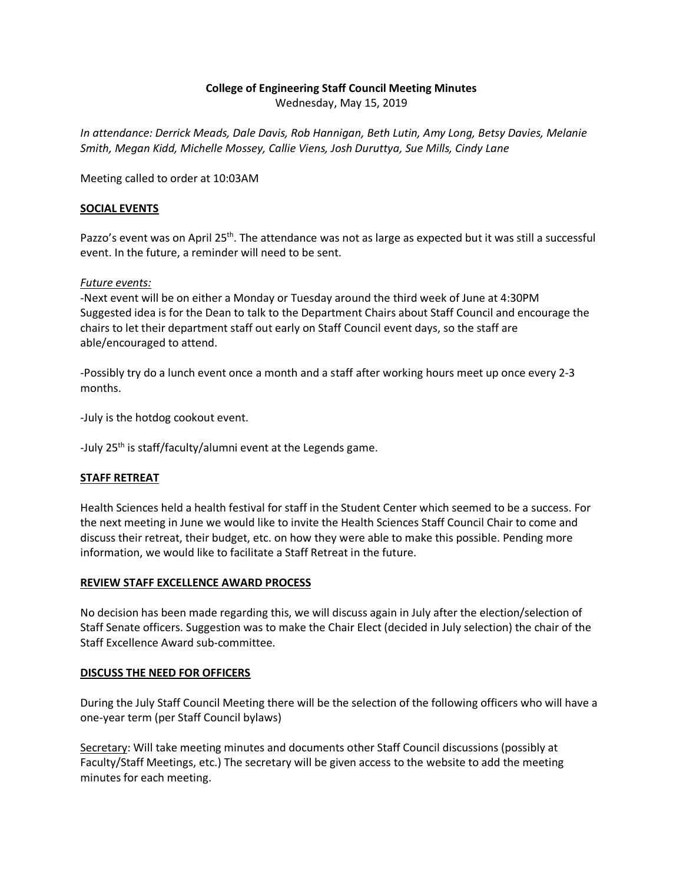**College of Engineering Staff Council Meeting Minutes**

Wednesday, May 15, 2019

*In attendance: Derrick Meads, Dale Davis, Rob Hannigan, Beth Lutin, Amy Long, Betsy Davies, Melanie Smith, Megan Kidd, Michelle Mossey, Callie Viens, Josh Duruttya, Sue Mills, Cindy Lane*

Meeting called to order at 10:03AM

**SOCIAL EVENTS**

Pazzo's event was on April 25th. The attendance was not as large as expected but it was still a successful event. In the future, a reminder will need to be sent.

*Future events:*

-Next event will be on either a Monday or Tuesday around the third week of June at 4:30PM Suggested idea is for the Dean to talk to the Department Chairs about Staff Council and encourage the chairs to let their department staff out early on Staff Council event days, so the staff are able/encouraged to attend.

-Possibly try do a lunch event once a month and a staff after working hours meet up once every 2-3 months.

-July is the hotdog cookout event.

-July 25th is staff/faculty/alumni event at the Legends game.

**STAFF RETREAT**

Health Sciences held a health festival for staff in the Student Center which seemed to be a success. For the next meeting in June we would like to invite the Health Sciences Staff Council Chair to come and discuss their retreat, their budget, etc. on how they were able to make this possible. Pending more information, we would like to facilitate a Staff Retreat in the future.

**REVIEW STAFF EXCELLENCE AWARD PROCESS**

No decision has been made regarding this, we will discuss again in July after the election/selection of Staff Senate officers. Suggestion was to make the Chair Elect (decided in July selection) the chair of the Staff Excellence Award sub-committee.

**DISCUSS THE NEED FOR OFFICERS**

During the July Staff Council Meeting there will be the selection of the following officers who will have a one-year term (per Staff Council bylaws)

Secretary: Will take meeting minutes and documents other Staff Council discussions (possibly at Faculty/Staff Meetings, etc.) The secretary will be given access to the website to add the meeting minutes for each meeting.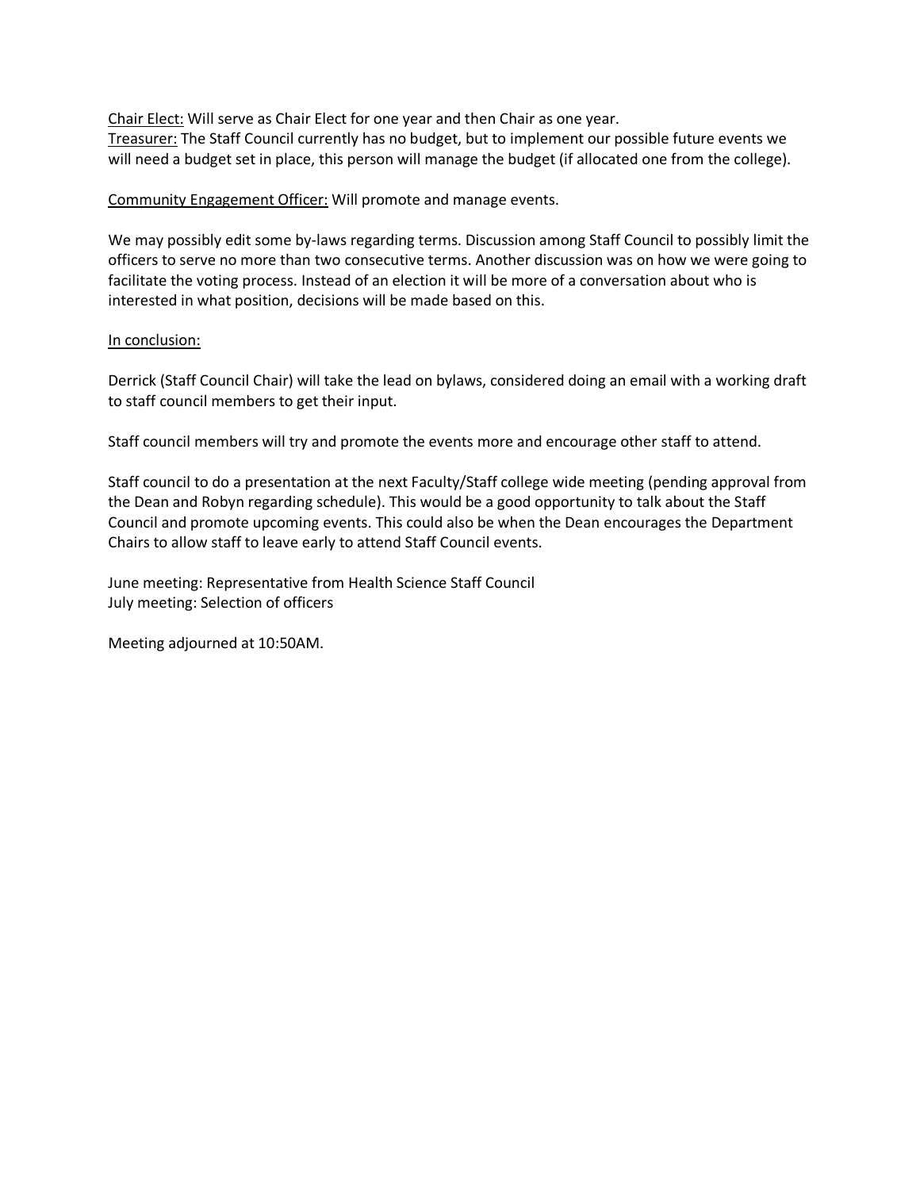<u>Chair Elect:</u> Will serve as Chair Elect for one year and then Chair as one year.
<u>Treasurer:</u> The Staff Council currently has no budget, but to implement our possible future events we will need a budget set in place, this person will manage the budget (if allocated one from the college).

<u>Community Engagement Officer:</u> Will promote and manage events.

We may possibly edit some by-laws regarding terms. Discussion among Staff Council to possibly limit the officers to serve no more than two consecutive terms. Another discussion was on how we were going to facilitate the voting process. Instead of an election it will be more of a conversation about who is interested in what position, decisions will be made based on this.

<u>In conclusion:</u>

Derrick (Staff Council Chair) will take the lead on bylaws, considered doing an email with a working draft to staff council members to get their input.

Staff council members will try and promote the events more and encourage other staff to attend.

Staff council to do a presentation at the next Faculty/Staff college wide meeting (pending approval from the Dean and Robyn regarding schedule). This would be a good opportunity to talk about the Staff Council and promote upcoming events. This could also be when the Dean encourages the Department Chairs to allow staff to leave early to attend Staff Council events.

June meeting: Representative from Health Science Staff Council
July meeting: Selection of officers

Meeting adjourned at 10:50AM.